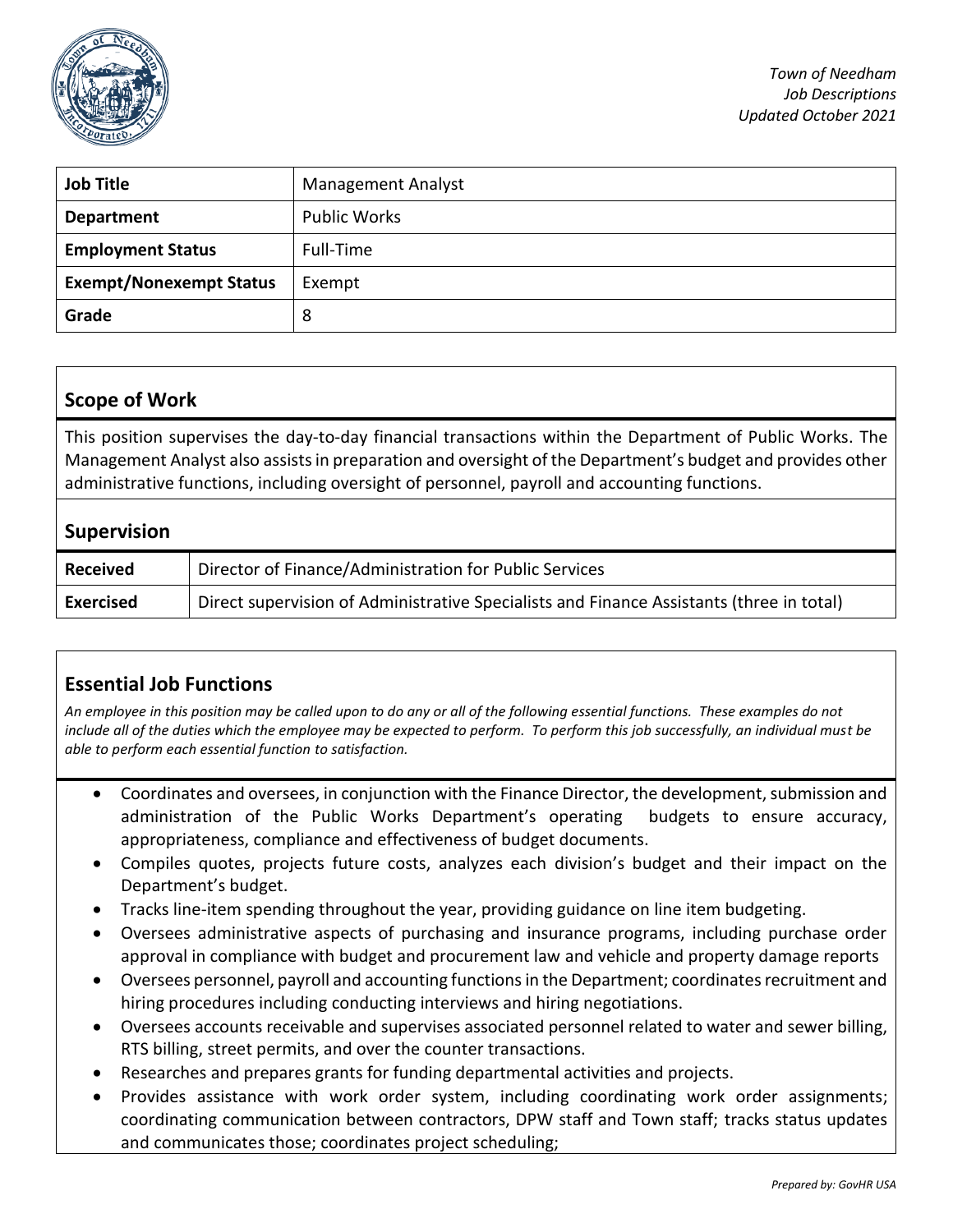*Town of Needham*
*Job Descriptions*
*Updated October 2021*

| **Job Title** | Management Analyst |
|---|---|
| **Department** | Public Works |
| **Employment Status** | Full-Time |
| **Exempt/Nonexempt Status** | Exempt |
| **Grade** | 8 |

## Scope of Work

This position supervises the day-to-day financial transactions within the Department of Public Works. The Management Analyst also assists in preparation and oversight of the Department's budget and provides other administrative functions, including oversight of personnel, payroll and accounting functions.

## Supervision

| **Received** | Director of Finance/Administration for Public Services |
|---|---|
| **Exercised** | Direct supervision of Administrative Specialists and Finance Assistants (three in total) |

## Essential Job Functions

*An employee in this position may be called upon to do any or all of the following essential functions. These examples do not include all of the duties which the employee may be expected to perform. To perform this job successfully, an individual must be able to perform each essential function to satisfaction.*

- Coordinates and oversees, in conjunction with the Finance Director, the development, submission and administration of the Public Works Department's operating budgets to ensure accuracy, appropriateness, compliance and effectiveness of budget documents.
- Compiles quotes, projects future costs, analyzes each division's budget and their impact on the Department's budget.
- Tracks line-item spending throughout the year, providing guidance on line item budgeting.
- Oversees administrative aspects of purchasing and insurance programs, including purchase order approval in compliance with budget and procurement law and vehicle and property damage reports
- Oversees personnel, payroll and accounting functions in the Department; coordinates recruitment and hiring procedures including conducting interviews and hiring negotiations.
- Oversees accounts receivable and supervises associated personnel related to water and sewer billing, RTS billing, street permits, and over the counter transactions.
- Researches and prepares grants for funding departmental activities and projects.
- Provides assistance with work order system, including coordinating work order assignments; coordinating communication between contractors, DPW staff and Town staff; tracks status updates and communicates those; coordinates project scheduling;

*Prepared by: GovHR USA*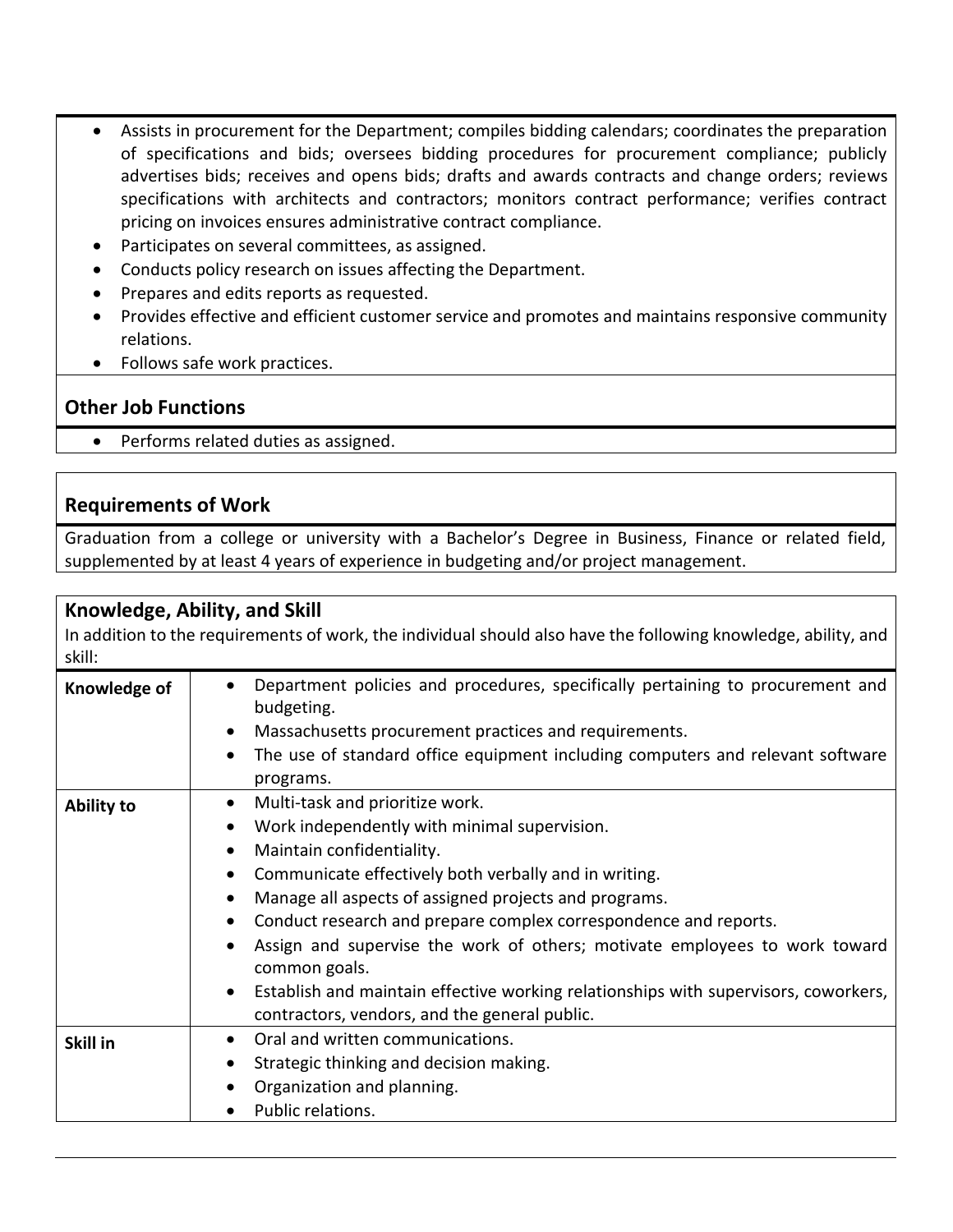- Assists in procurement for the Department; compiles bidding calendars; coordinates the preparation of specifications and bids; oversees bidding procedures for procurement compliance; publicly advertises bids; receives and opens bids; drafts and awards contracts and change orders; reviews specifications with architects and contractors; monitors contract performance; verifies contract pricing on invoices ensures administrative contract compliance.
- Participates on several committees, as assigned.
- Conducts policy research on issues affecting the Department.
- Prepares and edits reports as requested.
- Provides effective and efficient customer service and promotes and maintains responsive community relations.
- Follows safe work practices.

## Other Job Functions

- Performs related duties as assigned.

## Requirements of Work

Graduation from a college or university with a Bachelor's Degree in Business, Finance or related field, supplemented by at least 4 years of experience in budgeting and/or project management.

## Knowledge, Ability, and Skill

In addition to the requirements of work, the individual should also have the following knowledge, ability, and skill:

| | |
|---|---|
| **Knowledge of** | • Department policies and procedures, specifically pertaining to procurement and budgeting.<br>• Massachusetts procurement practices and requirements.<br>• The use of standard office equipment including computers and relevant software programs. |
| **Ability to** | • Multi-task and prioritize work.<br>• Work independently with minimal supervision.<br>• Maintain confidentiality.<br>• Communicate effectively both verbally and in writing.<br>• Manage all aspects of assigned projects and programs.<br>• Conduct research and prepare complex correspondence and reports.<br>• Assign and supervise the work of others; motivate employees to work toward common goals.<br>• Establish and maintain effective working relationships with supervisors, coworkers, contractors, vendors, and the general public. |
| **Skill in** | • Oral and written communications.<br>• Strategic thinking and decision making.<br>• Organization and planning.<br>• Public relations. |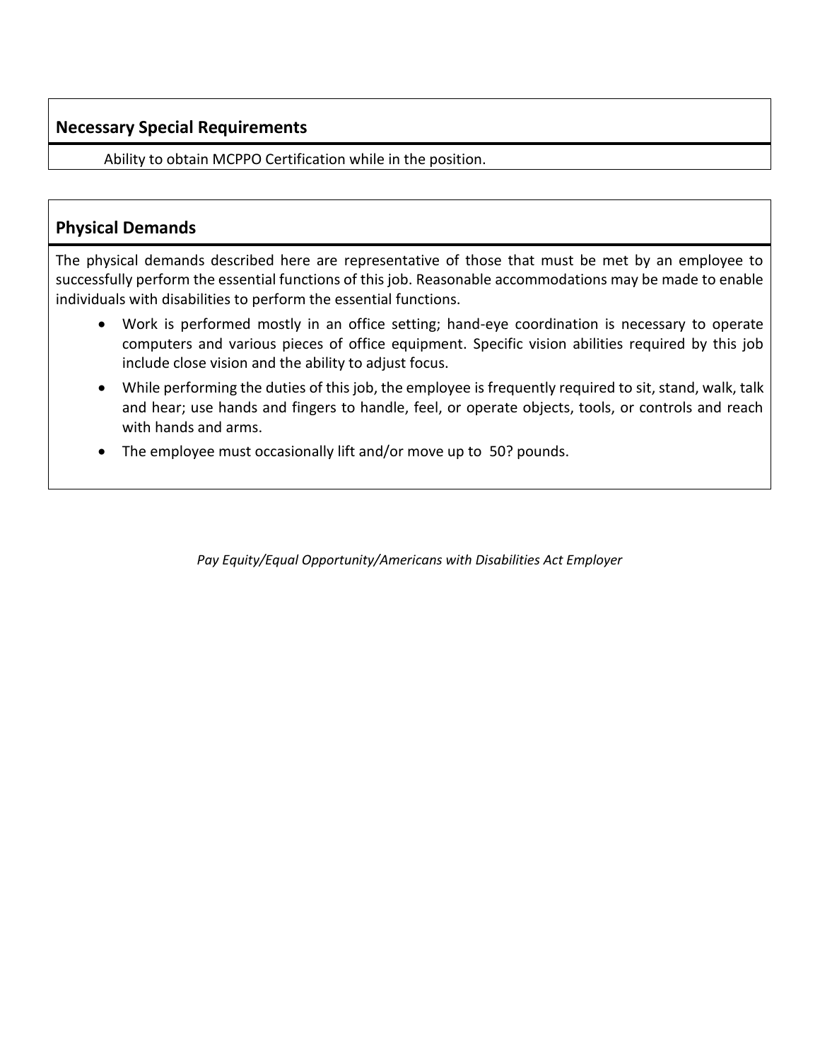## Necessary Special Requirements

Ability to obtain MCPPO Certification while in the position.

## Physical Demands

The physical demands described here are representative of those that must be met by an employee to successfully perform the essential functions of this job. Reasonable accommodations may be made to enable individuals with disabilities to perform the essential functions.

- Work is performed mostly in an office setting; hand-eye coordination is necessary to operate computers and various pieces of office equipment. Specific vision abilities required by this job include close vision and the ability to adjust focus.
- While performing the duties of this job, the employee is frequently required to sit, stand, walk, talk and hear; use hands and fingers to handle, feel, or operate objects, tools, or controls and reach with hands and arms.
- The employee must occasionally lift and/or move up to 50? pounds.

*Pay Equity/Equal Opportunity/Americans with Disabilities Act Employer*